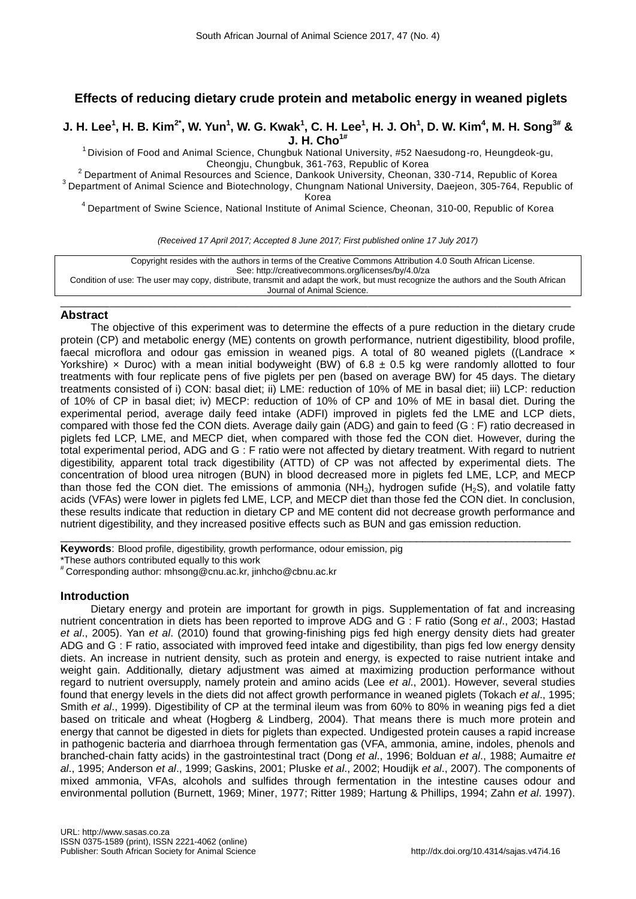# Effects of reducing dietary crude protein and metabolic energy in weaned piglets

**J. H. Lee[1], H. B. Kim[2*], W. Yun[1], W. G. Kwak[1], C. H. Lee[1], H. J. Oh[1], D. W. Kim[4], M. H. Song[3#] & J. H. Cho[1#]**

[1] Division of Food and Animal Science, Chungbuk National University, #52 Naesudong-ro, Heungdeok-gu, Cheongju, Chungbuk, 361-763, Republic of Korea
[2] Department of Animal Resources and Science, Dankook University, Cheonan, 330-714, Republic of Korea
[3] Department of Animal Science and Biotechnology, Chungnam National University, Daejeon, 305-764, Republic of Korea
[4] Department of Swine Science, National Institute of Animal Science, Cheonan, 310-00, Republic of Korea

*(Received 17 April 2017; Accepted 8 June 2017; First published online 17 July 2017)*

Copyright resides with the authors in terms of the Creative Commons Attribution 4.0 South African License.
See: http://creativecommons.org/licenses/by/4.0/za
Condition of use: The user may copy, distribute, transmit and adapt the work, but must recognize the authors and the South African Journal of Animal Science.

## Abstract

The objective of this experiment was to determine the effects of a pure reduction in the dietary crude protein (CP) and metabolic energy (ME) contents on growth performance, nutrient digestibility, blood profile, faecal microflora and odour gas emission in weaned pigs. A total of 80 weaned piglets ((Landrace × Yorkshire) × Duroc) with a mean initial bodyweight (BW) of 6.8 ± 0.5 kg were randomly allotted to four treatments with four replicate pens of five piglets per pen (based on average BW) for 45 days. The dietary treatments consisted of i) CON: basal diet; ii) LME: reduction of 10% of ME in basal diet; iii) LCP: reduction of 10% of CP in basal diet; iv) MECP: reduction of 10% of CP and 10% of ME in basal diet. During the experimental period, average daily feed intake (ADFI) improved in piglets fed the LME and LCP diets, compared with those fed the CON diets. Average daily gain (ADG) and gain to feed (G : F) ratio decreased in piglets fed LCP, LME, and MECP diet, when compared with those fed the CON diet. However, during the total experimental period, ADG and G : F ratio were not affected by dietary treatment. With regard to nutrient digestibility, apparent total track digestibility (ATTD) of CP was not affected by experimental diets. The concentration of blood urea nitrogen (BUN) in blood decreased more in piglets fed LME, LCP, and MECP than those fed the CON diet. The emissions of ammonia ($NH_3$), hydrogen sufide ($H_2S$), and volatile fatty acids (VFAs) were lower in piglets fed LME, LCP, and MECP diet than those fed the CON diet. In conclusion, these results indicate that reduction in dietary CP and ME content did not decrease growth performance and nutrient digestibility, and they increased positive effects such as BUN and gas emission reduction.

**Keywords**: Blood profile, digestibility, growth performance, odour emission, pig

*These authors contributed equally to this work

# Corresponding author: mhsong@cnu.ac.kr, jinhcho@cbnu.ac.kr

## Introduction

Dietary energy and protein are important for growth in pigs. Supplementation of fat and increasing nutrient concentration in diets has been reported to improve ADG and G : F ratio (Song *et al*., 2003; Hastad *et al*., 2005). Yan *et al*. (2010) found that growing-finishing pigs fed high energy density diets had greater ADG and G : F ratio, associated with improved feed intake and digestibility, than pigs fed low energy density diets. An increase in nutrient density, such as protein and energy, is expected to raise nutrient intake and weight gain. Additionally, dietary adjustment was aimed at maximizing production performance without regard to nutrient oversupply, namely protein and amino acids (Lee *et al*., 2001). However, several studies found that energy levels in the diets did not affect growth performance in weaned piglets (Tokach *et al*., 1995; Smith *et al*., 1999). Digestibility of CP at the terminal ileum was from 60% to 80% in weaning pigs fed a diet based on triticale and wheat (Hogberg & Lindberg, 2004). That means there is much more protein and energy that cannot be digested in diets for piglets than expected. Undigested protein causes a rapid increase in pathogenic bacteria and diarrhoea through fermentation gas (VFA, ammonia, amine, indoles, phenols and branched-chain fatty acids) in the gastrointestinal tract (Dong *et al*., 1996; Bolduan *et al*., 1988; Aumaitre *et al*., 1995; Anderson *et al*., 1999; Gaskins, 2001; Pluske *et al*., 2002; Houdijk *et al*., 2007). The components of mixed ammonia, VFAs, alcohols and sulfides through fermentation in the intestine causes odour and environmental pollution (Burnett, 1969; Miner, 1977; Ritter 1989; Hartung & Phillips, 1994; Zahn *et al*. 1997).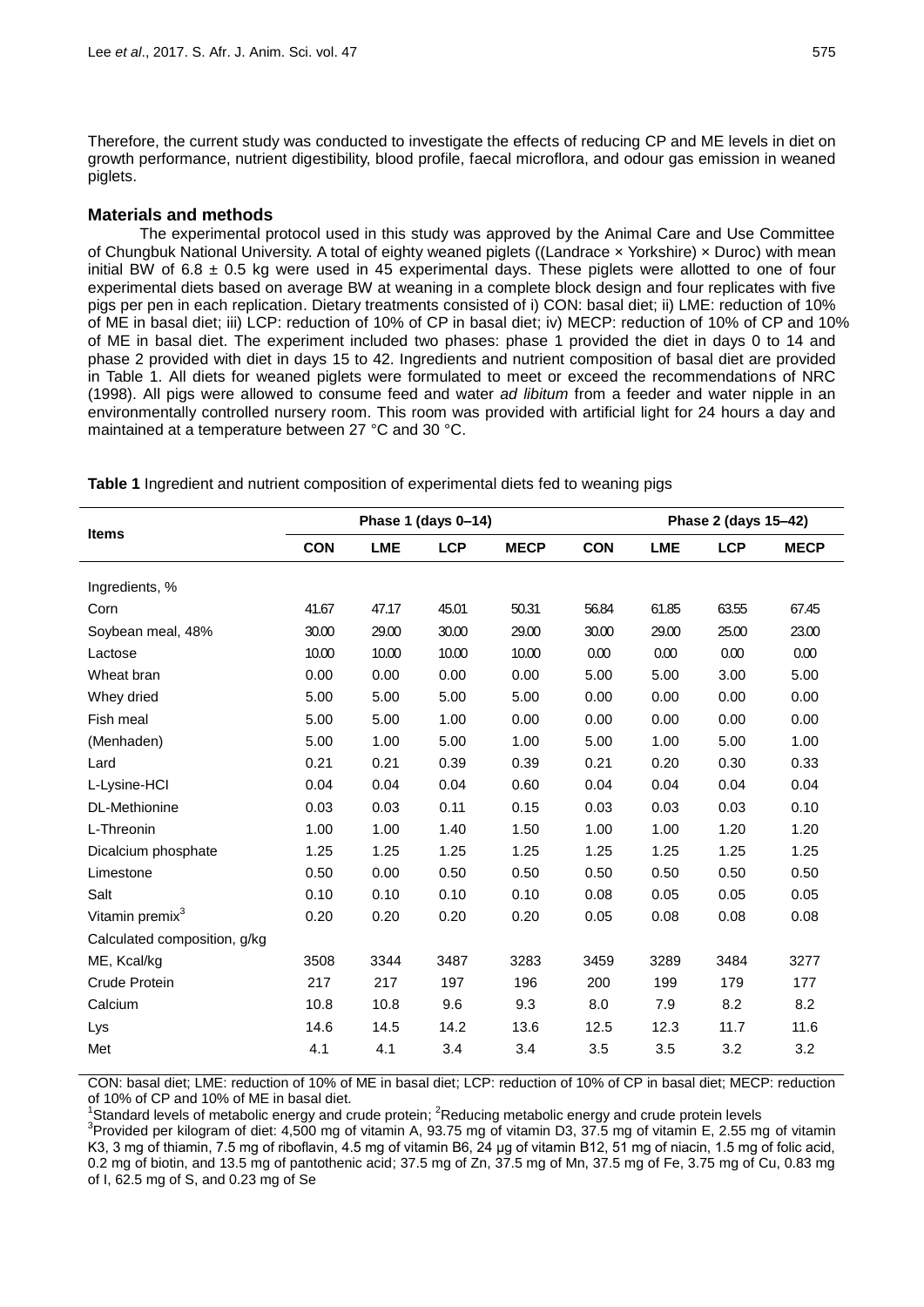Therefore, the current study was conducted to investigate the effects of reducing CP and ME levels in diet on growth performance, nutrient digestibility, blood profile, faecal microflora, and odour gas emission in weaned piglets.

## Materials and methods

The experimental protocol used in this study was approved by the Animal Care and Use Committee of Chungbuk National University. A total of eighty weaned piglets ((Landrace × Yorkshire) × Duroc) with mean initial BW of 6.8 ± 0.5 kg were used in 45 experimental days. These piglets were allotted to one of four experimental diets based on average BW at weaning in a complete block design and four replicates with five pigs per pen in each replication. Dietary treatments consisted of i) CON: basal diet; ii) LME: reduction of 10% of ME in basal diet; iii) LCP: reduction of 10% of CP in basal diet; iv) MECP: reduction of 10% of CP and 10% of ME in basal diet. The experiment included two phases: phase 1 provided the diet in days 0 to 14 and phase 2 provided with diet in days 15 to 42. Ingredients and nutrient composition of basal diet are provided in Table 1. All diets for weaned piglets were formulated to meet or exceed the recommendations of NRC (1998). All pigs were allowed to consume feed and water *ad libitum* from a feeder and water nipple in an environmentally controlled nursery room. This room was provided with artificial light for 24 hours a day and maintained at a temperature between 27 °C and 30 °C.

**Table 1** Ingredient and nutrient composition of experimental diets fed to weaning pigs

| Items | Phase 1 (days 0–14) | | | | Phase 2 (days 15–42) | | | |
|---|---|---|---|---|---|---|---|---|
| | CON | LME | LCP | MECP | CON | LME | LCP | MECP |
| Ingredients, % | | | | | | | | |
| Corn | 41.67 | 47.17 | 45.01 | 50.31 | 56.84 | 61.85 | 63.55 | 67.45 |
| Soybean meal, 48% | 30.00 | 29.00 | 30.00 | 29.00 | 30.00 | 29.00 | 25.00 | 23.00 |
| Lactose | 10.00 | 10.00 | 10.00 | 10.00 | 0.00 | 0.00 | 0.00 | 0.00 |
| Wheat bran | 0.00 | 0.00 | 0.00 | 0.00 | 5.00 | 5.00 | 3.00 | 5.00 |
| Whey dried | 5.00 | 5.00 | 5.00 | 5.00 | 0.00 | 0.00 | 0.00 | 0.00 |
| Fish meal | 5.00 | 5.00 | 1.00 | 0.00 | 0.00 | 0.00 | 0.00 | 0.00 |
| (Menhaden) | 5.00 | 1.00 | 5.00 | 1.00 | 5.00 | 1.00 | 5.00 | 1.00 |
| Lard | 0.21 | 0.21 | 0.39 | 0.39 | 0.21 | 0.20 | 0.30 | 0.33 |
| L-Lysine-HCl | 0.04 | 0.04 | 0.04 | 0.60 | 0.04 | 0.04 | 0.04 | 0.04 |
| DL-Methionine | 0.03 | 0.03 | 0.11 | 0.15 | 0.03 | 0.03 | 0.03 | 0.10 |
| L-Threonin | 1.00 | 1.00 | 1.40 | 1.50 | 1.00 | 1.00 | 1.20 | 1.20 |
| Dicalcium phosphate | 1.25 | 1.25 | 1.25 | 1.25 | 1.25 | 1.25 | 1.25 | 1.25 |
| Limestone | 0.50 | 0.00 | 0.50 | 0.50 | 0.50 | 0.50 | 0.50 | 0.50 |
| Salt | 0.10 | 0.10 | 0.10 | 0.10 | 0.08 | 0.05 | 0.05 | 0.05 |
| Vitamin premix[3] | 0.20 | 0.20 | 0.20 | 0.20 | 0.05 | 0.08 | 0.08 | 0.08 |
| Calculated composition, g/kg | | | | | | | | |
| ME, Kcal/kg | 3508 | 3344 | 3487 | 3283 | 3459 | 3289 | 3484 | 3277 |
| Crude Protein | 217 | 217 | 197 | 196 | 200 | 199 | 179 | 177 |
| Calcium | 10.8 | 10.8 | 9.6 | 9.3 | 8.0 | 7.9 | 8.2 | 8.2 |
| Lys | 14.6 | 14.5 | 14.2 | 13.6 | 12.5 | 12.3 | 11.7 | 11.6 |
| Met | 4.1 | 4.1 | 3.4 | 3.4 | 3.5 | 3.5 | 3.2 | 3.2 |

CON: basal diet; LME: reduction of 10% of ME in basal diet; LCP: reduction of 10% of CP in basal diet; MECP: reduction of 10% of CP and 10% of ME in basal diet.

[1]Standard levels of metabolic energy and crude protein; [2]Reducing metabolic energy and crude protein levels

[3]Provided per kilogram of diet: 4,500 mg of vitamin A, 93.75 mg of vitamin D3, 37.5 mg of vitamin E, 2.55 mg of vitamin K3, 3 mg of thiamin, 7.5 mg of riboflavin, 4.5 mg of vitamin B6, 24 µg of vitamin B12, 51 mg of niacin, 1.5 mg of folic acid, 0.2 mg of biotin, and 13.5 mg of pantothenic acid; 37.5 mg of Zn, 37.5 mg of Mn, 37.5 mg of Fe, 3.75 mg of Cu, 0.83 mg of I, 62.5 mg of S, and 0.23 mg of Se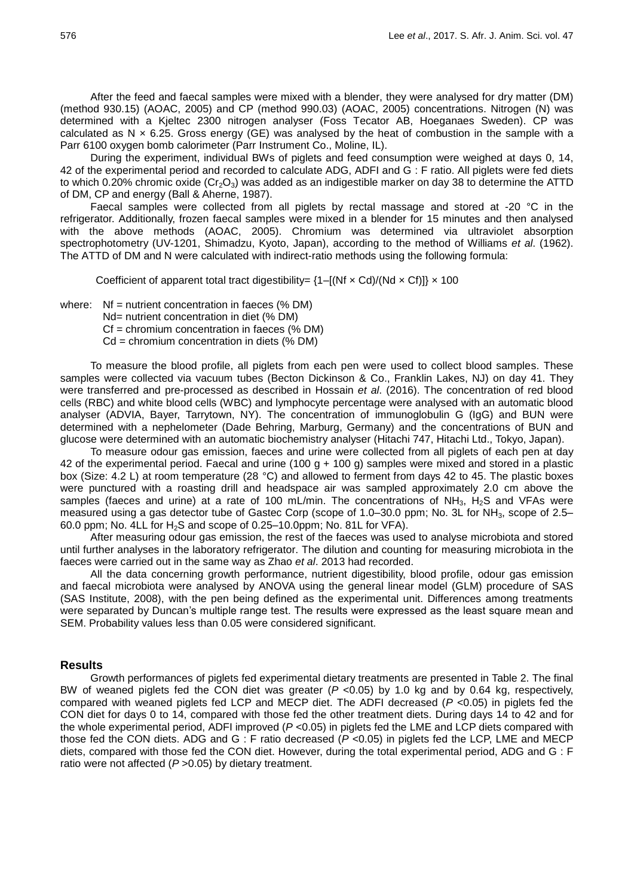After the feed and faecal samples were mixed with a blender, they were analysed for dry matter (DM) (method 930.15) (AOAC, 2005) and CP (method 990.03) (AOAC, 2005) concentrations. Nitrogen (N) was determined with a Kjeltec 2300 nitrogen analyser (Foss Tecator AB, Hoeganaes Sweden). CP was calculated as N × 6.25. Gross energy (GE) was analysed by the heat of combustion in the sample with a Parr 6100 oxygen bomb calorimeter (Parr Instrument Co., Moline, IL).

During the experiment, individual BWs of piglets and feed consumption were weighed at days 0, 14, 42 of the experimental period and recorded to calculate ADG, ADFI and G : F ratio. All piglets were fed diets to which 0.20% chromic oxide ($Cr_2O_3$) was added as an indigestible marker on day 38 to determine the ATTD of DM, CP and energy (Ball & Aherne, 1987).

Faecal samples were collected from all piglets by rectal massage and stored at -20 °C in the refrigerator. Additionally, frozen faecal samples were mixed in a blender for 15 minutes and then analysed with the above methods (AOAC, 2005). Chromium was determined via ultraviolet absorption spectrophotometry (UV-1201, Shimadzu, Kyoto, Japan), according to the method of Williams *et al*. (1962). The ATTD of DM and N were calculated with indirect-ratio methods using the following formula:

$$\text{Coefficient of apparent total tract digestibility} = \{1 - [(Nf \times Cd)/(Nd \times Cf)]\} \times 100$$

where: Nf = nutrient concentration in faeces (% DM)
Nd= nutrient concentration in diet (% DM)
Cf = chromium concentration in faeces (% DM)
Cd = chromium concentration in diets (% DM)

To measure the blood profile, all piglets from each pen were used to collect blood samples. These samples were collected via vacuum tubes (Becton Dickinson & Co., Franklin Lakes, NJ) on day 41. They were transferred and pre-processed as described in Hossain *et al*. (2016). The concentration of red blood cells (RBC) and white blood cells (WBC) and lymphocyte percentage were analysed with an automatic blood analyser (ADVIA, Bayer, Tarrytown, NY). The concentration of immunoglobulin G (IgG) and BUN were determined with a nephelometer (Dade Behring, Marburg, Germany) and the concentrations of BUN and glucose were determined with an automatic biochemistry analyser (Hitachi 747, Hitachi Ltd., Tokyo, Japan).

To measure odour gas emission, faeces and urine were collected from all piglets of each pen at day 42 of the experimental period. Faecal and urine (100 g + 100 g) samples were mixed and stored in a plastic box (Size: 4.2 L) at room temperature (28 °C) and allowed to ferment from days 42 to 45. The plastic boxes were punctured with a roasting drill and headspace air was sampled approximately 2.0 cm above the samples (faeces and urine) at a rate of 100 mL/min. The concentrations of $NH_3$, $H_2S$ and VFAs were measured using a gas detector tube of Gastec Corp (scope of 1.0–30.0 ppm; No. 3L for $NH_3$, scope of 2.5–60.0 ppm; No. 4LL for $H_2S$ and scope of 0.25–10.0ppm; No. 81L for VFA).

After measuring odour gas emission, the rest of the faeces was used to analyse microbiota and stored until further analyses in the laboratory refrigerator. The dilution and counting for measuring microbiota in the faeces were carried out in the same way as Zhao *et al*. 2013 had recorded.

All the data concerning growth performance, nutrient digestibility, blood profile, odour gas emission and faecal microbiota were analysed by ANOVA using the general linear model (GLM) procedure of SAS (SAS Institute, 2008), with the pen being defined as the experimental unit. Differences among treatments were separated by Duncan's multiple range test. The results were expressed as the least square mean and SEM. Probability values less than 0.05 were considered significant.

## Results

Growth performances of piglets fed experimental dietary treatments are presented in Table 2. The final BW of weaned piglets fed the CON diet was greater ($P$ <0.05) by 1.0 kg and by 0.64 kg, respectively, compared with weaned piglets fed LCP and MECP diet. The ADFI decreased ($P$ <0.05) in piglets fed the CON diet for days 0 to 14, compared with those fed the other treatment diets. During days 14 to 42 and for the whole experimental period, ADFI improved ($P$ <0.05) in piglets fed the LME and LCP diets compared with those fed the CON diets. ADG and G : F ratio decreased ($P$ <0.05) in piglets fed the LCP, LME and MECP diets, compared with those fed the CON diet. However, during the total experimental period, ADG and G : F ratio were not affected ($P$ >0.05) by dietary treatment.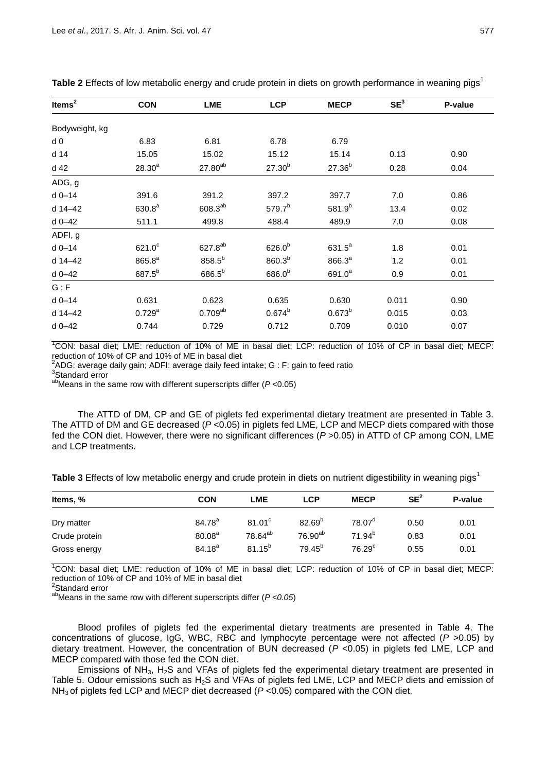**Table 2** Effects of low metabolic energy and crude protein in diets on growth performance in weaning pigs[1]

| Items[2] | CON | LME | LCP | MECP | SE[3] | P-value |
|---|---|---|---|---|---|---|
| Bodyweight, kg | | | | | | |
| d 0 | 6.83 | 6.81 | 6.78 | 6.79 | | |
| d 14 | 15.05 | 15.02 | 15.12 | 15.14 | 0.13 | 0.90 |
| d 42 | 28.30[a] | 27.80[ab] | 27.30[b] | 27.36[b] | 0.28 | 0.04 |
| ADG, g | | | | | | |
| d 0–14 | 391.6 | 391.2 | 397.2 | 397.7 | 7.0 | 0.86 |
| d 14–42 | 630.8[a] | 608.3[ab] | 579.7[b] | 581.9[b] | 13.4 | 0.02 |
| d 0–42 | 511.1 | 499.8 | 488.4 | 489.9 | 7.0 | 0.08 |
| ADFI, g | | | | | | |
| d 0–14 | 621.0[c] | 627.8[ab] | 626.0[b] | 631.5[a] | 1.8 | 0.01 |
| d 14–42 | 865.8[a] | 858.5[b] | 860.3[b] | 866.3[a] | 1.2 | 0.01 |
| d 0–42 | 687.5[b] | 686.5[b] | 686.0[b] | 691.0[a] | 0.9 | 0.01 |
| G : F | | | | | | |
| d 0–14 | 0.631 | 0.623 | 0.635 | 0.630 | 0.011 | 0.90 |
| d 14–42 | 0.729[a] | 0.709[ab] | 0.674[b] | 0.673[b] | 0.015 | 0.03 |
| d 0–42 | 0.744 | 0.729 | 0.712 | 0.709 | 0.010 | 0.07 |

[1]CON: basal diet; LME: reduction of 10% of ME in basal diet; LCP: reduction of 10% of CP in basal diet; MECP: reduction of 10% of CP and 10% of ME in basal diet
[2]ADG: average daily gain; ADFI: average daily feed intake; G : F: gain to feed ratio
[3]Standard error
[ab]Means in the same row with different superscripts differ ($P$ <0.05)

The ATTD of DM, CP and GE of piglets fed experimental dietary treatment are presented in Table 3. The ATTD of DM and GE decreased ($P$ <0.05) in piglets fed LME, LCP and MECP diets compared with those fed the CON diet. However, there were no significant differences ($P$ >0.05) in ATTD of CP among CON, LME and LCP treatments.

**Table 3** Effects of low metabolic energy and crude protein in diets on nutrient digestibility in weaning pigs[1]

| Items, % | CON | LME | LCP | MECP | SE[2] | P-value |
|---|---|---|---|---|---|---|
| Dry matter | 84.78[a] | 81.01[c] | 82.69[b] | 78.07[d] | 0.50 | 0.01 |
| Crude protein | 80.08[a] | 78.64[ab] | 76.90[ab] | 71.94[b] | 0.83 | 0.01 |
| Gross energy | 84.18[a] | 81.15[b] | 79.45[b] | 76.29[c] | 0.55 | 0.01 |

[1]CON: basal diet; LME: reduction of 10% of ME in basal diet; LCP: reduction of 10% of CP in basal diet; MECP: reduction of 10% of CP and 10% of ME in basal diet
[2]Standard error
[ab]Means in the same row with different superscripts differ ($P$ <*0.05*)

Blood profiles of piglets fed the experimental dietary treatments are presented in Table 4. The concentrations of glucose, IgG, WBC, RBC and lymphocyte percentage were not affected ($P$ >0.05) by dietary treatment. However, the concentration of BUN decreased ($P$ <0.05) in piglets fed LME, LCP and MECP compared with those fed the CON diet.

Emissions of $NH_3$, $H_2S$ and VFAs of piglets fed the experimental dietary treatment are presented in Table 5. Odour emissions such as $H_2S$ and VFAs of piglets fed LME, LCP and MECP diets and emission of $NH_3$ of piglets fed LCP and MECP diet decreased ($P$ <0.05) compared with the CON diet.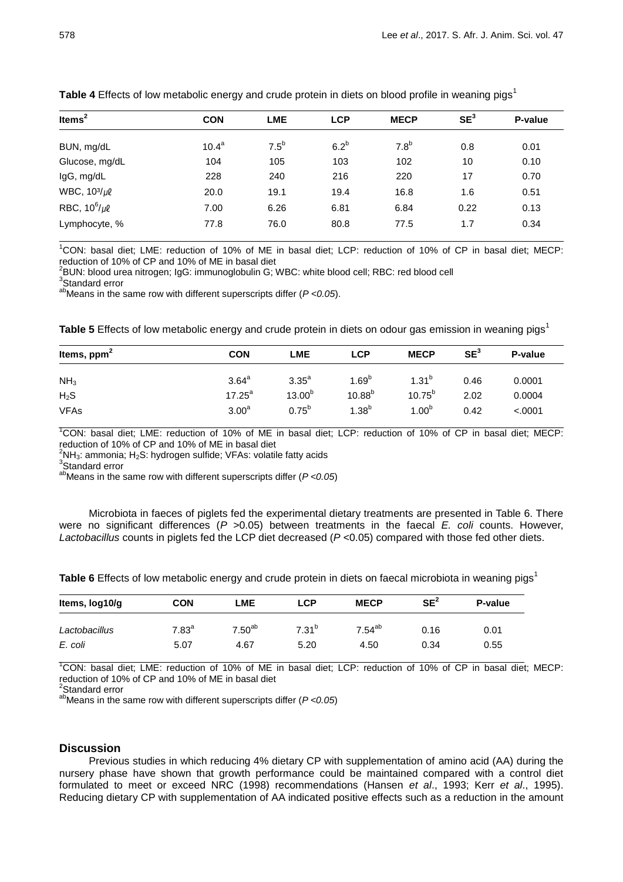**Table 4** Effects of low metabolic energy and crude protein in diets on blood profile in weaning pigs[1]

| Items[2] | CON | LME | LCP | MECP | SE[3] | P-value |
|---|---|---|---|---|---|---|
| BUN, mg/dL | 10.4[a] | 7.5[b] | 6.2[b] | 7.8[b] | 0.8 | 0.01 |
| Glucose, mg/dL | 104 | 105 | 103 | 102 | 10 | 0.10 |
| IgG, mg/dL | 228 | 240 | 216 | 220 | 17 | 0.70 |
| WBC, $10^3/\mu\ell$ | 20.0 | 19.1 | 19.4 | 16.8 | 1.6 | 0.51 |
| RBC, $10^6/\mu\ell$ | 7.00 | 6.26 | 6.81 | 6.84 | 0.22 | 0.13 |
| Lymphocyte, % | 77.8 | 76.0 | 80.8 | 77.5 | 1.7 | 0.34 |

[1]CON: basal diet; LME: reduction of 10% of ME in basal diet; LCP: reduction of 10% of CP in basal diet; MECP: reduction of 10% of CP and 10% of ME in basal diet
[2]BUN: blood urea nitrogen; IgG: immunoglobulin G; WBC: white blood cell; RBC: red blood cell
[3]Standard error
[ab]Means in the same row with different superscripts differ (*P <0.05*).

**Table 5** Effects of low metabolic energy and crude protein in diets on odour gas emission in weaning pigs[1]

| Items, ppm[2] | CON | LME | LCP | MECP | SE[3] | P-value |
|---|---|---|---|---|---|---|
| $NH_3$ | 3.64[a] | 3.35[a] | 1.69[b] | 1.31[b] | 0.46 | 0.0001 |
| $H_2S$ | 17.25[a] | 13.00[b] | 10.88[b] | 10.75[b] | 2.02 | 0.0004 |
| VFAs | 3.00[a] | 0.75[b] | 1.38[b] | 1.00[b] | 0.42 | <.0001 |

[1]CON: basal diet; LME: reduction of 10% of ME in basal diet; LCP: reduction of 10% of CP in basal diet; MECP: reduction of 10% of CP and 10% of ME in basal diet
[2]$NH_3$: ammonia; $H_2S$: hydrogen sulfide; VFAs: volatile fatty acids
[3]Standard error
[ab]Means in the same row with different superscripts differ (*P <0.05*)

Microbiota in faeces of piglets fed the experimental dietary treatments are presented in Table 6. There were no significant differences ($P$ >0.05) between treatments in the faecal *E. coli* counts. However, *Lactobacillus* counts in piglets fed the LCP diet decreased ($P$ <0.05) compared with those fed other diets.

**Table 6** Effects of low metabolic energy and crude protein in diets on faecal microbiota in weaning pigs[1]

| Items, log10/g | CON | LME | LCP | MECP | SE[2] | P-value |
|---|---|---|---|---|---|---|
| *Lactobacillus* | 7.83[a] | 7.50[ab] | 7.31[b] | 7.54[ab] | 0.16 | 0.01 |
| *E. coli* | 5.07 | 4.67 | 5.20 | 4.50 | 0.34 | 0.55 |

[1]CON: basal diet; LME: reduction of 10% of ME in basal diet; LCP: reduction of 10% of CP in basal diet; MECP: reduction of 10% of CP and 10% of ME in basal diet
[2]Standard error
[ab]Means in the same row with different superscripts differ (*P <0.05*)

## Discussion

Previous studies in which reducing 4% dietary CP with supplementation of amino acid (AA) during the nursery phase have shown that growth performance could be maintained compared with a control diet formulated to meet or exceed NRC (1998) recommendations (Hansen *et al*., 1993; Kerr *et al*., 1995). Reducing dietary CP with supplementation of AA indicated positive effects such as a reduction in the amount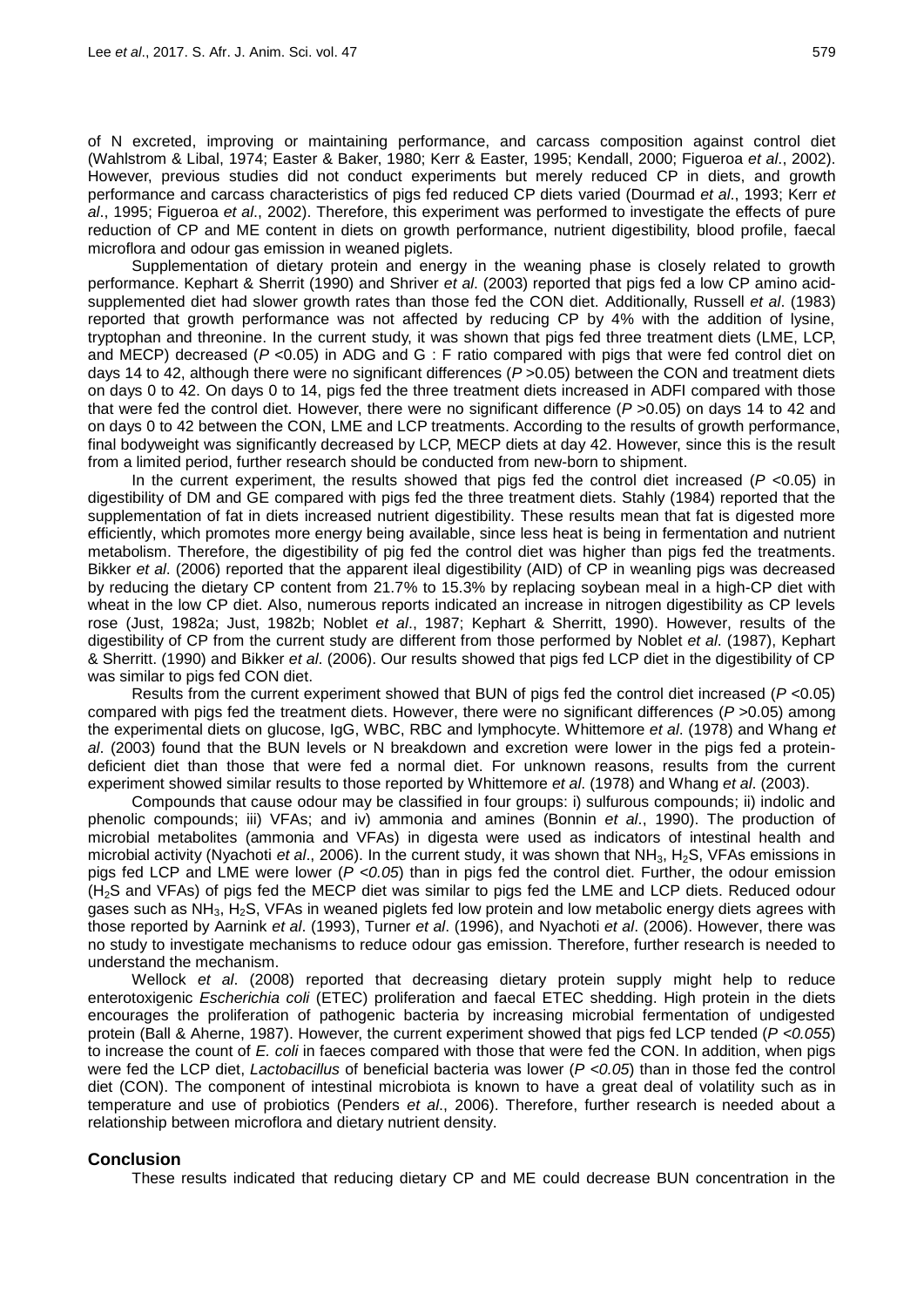of N excreted, improving or maintaining performance, and carcass composition against control diet (Wahlstrom & Libal, 1974; Easter & Baker, 1980; Kerr & Easter, 1995; Kendall, 2000; Figueroa *et al*., 2002). However, previous studies did not conduct experiments but merely reduced CP in diets, and growth performance and carcass characteristics of pigs fed reduced CP diets varied (Dourmad *et al*., 1993; Kerr *et al*., 1995; Figueroa *et al*., 2002). Therefore, this experiment was performed to investigate the effects of pure reduction of CP and ME content in diets on growth performance, nutrient digestibility, blood profile, faecal microflora and odour gas emission in weaned piglets.

Supplementation of dietary protein and energy in the weaning phase is closely related to growth performance. Kephart & Sherrit (1990) and Shriver *et al*. (2003) reported that pigs fed a low CP amino acid-supplemented diet had slower growth rates than those fed the CON diet. Additionally, Russell *et al*. (1983) reported that growth performance was not affected by reducing CP by 4% with the addition of lysine, tryptophan and threonine. In the current study, it was shown that pigs fed three treatment diets (LME, LCP, and MECP) decreased ($P$ <0.05) in ADG and G : F ratio compared with pigs that were fed control diet on days 14 to 42, although there were no significant differences ($P$ >0.05) between the CON and treatment diets on days 0 to 42. On days 0 to 14, pigs fed the three treatment diets increased in ADFI compared with those that were fed the control diet. However, there were no significant difference ($P$ >0.05) on days 14 to 42 and on days 0 to 42 between the CON, LME and LCP treatments. According to the results of growth performance, final bodyweight was significantly decreased by LCP, MECP diets at day 42. However, since this is the result from a limited period, further research should be conducted from new-born to shipment.

In the current experiment, the results showed that pigs fed the control diet increased ($P$ <0.05) in digestibility of DM and GE compared with pigs fed the three treatment diets. Stahly (1984) reported that the supplementation of fat in diets increased nutrient digestibility. These results mean that fat is digested more efficiently, which promotes more energy being available, since less heat is being in fermentation and nutrient metabolism. Therefore, the digestibility of pig fed the control diet was higher than pigs fed the treatments. Bikker *et al*. (2006) reported that the apparent ileal digestibility (AID) of CP in weanling pigs was decreased by reducing the dietary CP content from 21.7% to 15.3% by replacing soybean meal in a high-CP diet with wheat in the low CP diet. Also, numerous reports indicated an increase in nitrogen digestibility as CP levels rose (Just, 1982a; Just, 1982b; Noblet *et al*., 1987; Kephart & Sherritt, 1990). However, results of the digestibility of CP from the current study are different from those performed by Noblet *et al*. (1987), Kephart & Sherritt. (1990) and Bikker *et al*. (2006). Our results showed that pigs fed LCP diet in the digestibility of CP was similar to pigs fed CON diet.

Results from the current experiment showed that BUN of pigs fed the control diet increased ($P$ <0.05) compared with pigs fed the treatment diets. However, there were no significant differences ($P$ >0.05) among the experimental diets on glucose, IgG, WBC, RBC and lymphocyte. Whittemore *et al*. (1978) and Whang *et al*. (2003) found that the BUN levels or N breakdown and excretion were lower in the pigs fed a protein-deficient diet than those that were fed a normal diet. For unknown reasons, results from the current experiment showed similar results to those reported by Whittemore *et al*. (1978) and Whang *et al*. (2003).

Compounds that cause odour may be classified in four groups: i) sulfurous compounds; ii) indolic and phenolic compounds; iii) VFAs; and iv) ammonia and amines (Bonnin *et al*., 1990). The production of microbial metabolites (ammonia and VFAs) in digesta were used as indicators of intestinal health and microbial activity (Nyachoti *et al*., 2006). In the current study, it was shown that $NH_3$, $H_2S$, VFAs emissions in pigs fed LCP and LME were lower ($P$ <*0.05*) than in pigs fed the control diet. Further, the odour emission ($H_2S$ and VFAs) of pigs fed the MECP diet was similar to pigs fed the LME and LCP diets. Reduced odour gases such as $NH_3$, $H_2S$, VFAs in weaned piglets fed low protein and low metabolic energy diets agrees with those reported by Aarnink *et al*. (1993), Turner *et al*. (1996), and Nyachoti *et al*. (2006). However, there was no study to investigate mechanisms to reduce odour gas emission. Therefore, further research is needed to understand the mechanism.

Wellock *et al*. (2008) reported that decreasing dietary protein supply might help to reduce enterotoxigenic *Escherichia coli* (ETEC) proliferation and faecal ETEC shedding. High protein in the diets encourages the proliferation of pathogenic bacteria by increasing microbial fermentation of undigested protein (Ball & Aherne, 1987). However, the current experiment showed that pigs fed LCP tended ($P$ <*0.055*) to increase the count of *E. coli* in faeces compared with those that were fed the CON. In addition, when pigs were fed the LCP diet, *Lactobacillus* of beneficial bacteria was lower ($P$ <*0.05*) than in those fed the control diet (CON). The component of intestinal microbiota is known to have a great deal of volatility such as in temperature and use of probiotics (Penders *et al*., 2006). Therefore, further research is needed about a relationship between microflora and dietary nutrient density.

## Conclusion

These results indicated that reducing dietary CP and ME could decrease BUN concentration in the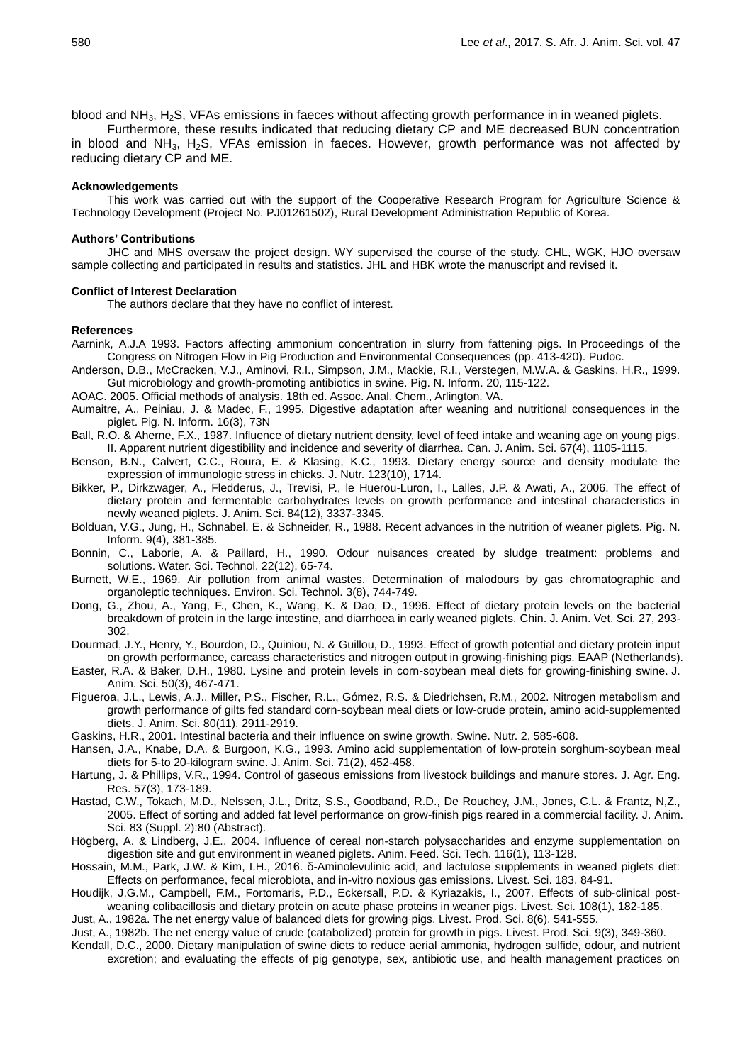blood and $NH_3$, $H_2S$, VFAs emissions in faeces without affecting growth performance in in weaned piglets.

Furthermore, these results indicated that reducing dietary CP and ME decreased BUN concentration in blood and $NH_3$, $H_2S$, VFAs emission in faeces. However, growth performance was not affected by reducing dietary CP and ME.

#### Acknowledgements

This work was carried out with the support of the Cooperative Research Program for Agriculture Science & Technology Development (Project No. PJ01261502), Rural Development Administration Republic of Korea.

#### Authors' Contributions

JHC and MHS oversaw the project design. WY supervised the course of the study. CHL, WGK, HJO oversaw sample collecting and participated in results and statistics. JHL and HBK wrote the manuscript and revised it.

#### Conflict of Interest Declaration

The authors declare that they have no conflict of interest.

#### References

Aarnink, A.J.A 1993. Factors affecting ammonium concentration in slurry from fattening pigs. In Proceedings of the Congress on Nitrogen Flow in Pig Production and Environmental Consequences (pp. 413-420). Pudoc.

Anderson, D.B., McCracken, V.J., Aminovi, R.I., Simpson, J.M., Mackie, R.I., Verstegen, M.W.A. & Gaskins, H.R., 1999. Gut microbiology and growth-promoting antibiotics in swine. Pig. N. Inform. 20, 115-122.

AOAC. 2005. Official methods of analysis. 18th ed. Assoc. Anal. Chem., Arlington. VA.

Aumaitre, A., Peiniau, J. & Madec, F., 1995. Digestive adaptation after weaning and nutritional consequences in the piglet. Pig. N. Inform. 16(3), 73N

Ball, R.O. & Aherne, F.X., 1987. Influence of dietary nutrient density, level of feed intake and weaning age on young pigs. II. Apparent nutrient digestibility and incidence and severity of diarrhea. Can. J. Anim. Sci. 67(4), 1105-1115.

Benson, B.N., Calvert, C.C., Roura, E. & Klasing, K.C., 1993. Dietary energy source and density modulate the expression of immunologic stress in chicks. J. Nutr. 123(10), 1714.

Bikker, P., Dirkzwager, A., Fledderus, J., Trevisi, P., le Huerou-Luron, I., Lalles, J.P. & Awati, A., 2006. The effect of dietary protein and fermentable carbohydrates levels on growth performance and intestinal characteristics in newly weaned piglets. J. Anim. Sci. 84(12), 3337-3345.

Bolduan, V.G., Jung, H., Schnabel, E. & Schneider, R., 1988. Recent advances in the nutrition of weaner piglets. Pig. N. Inform. 9(4), 381-385.

Bonnin, C., Laborie, A. & Paillard, H., 1990. Odour nuisances created by sludge treatment: problems and solutions. Water. Sci. Technol. 22(12), 65-74.

Burnett, W.E., 1969. Air pollution from animal wastes. Determination of malodours by gas chromatographic and organoleptic techniques. Environ. Sci. Technol. 3(8), 744-749.

Dong, G., Zhou, A., Yang, F., Chen, K., Wang, K. & Dao, D., 1996. Effect of dietary protein levels on the bacterial breakdown of protein in the large intestine, and diarrhoea in early weaned piglets. Chin. J. Anim. Vet. Sci. 27, 293-302.

Dourmad, J.Y., Henry, Y., Bourdon, D., Quiniou, N. & Guillou, D., 1993. Effect of growth potential and dietary protein input on growth performance, carcass characteristics and nitrogen output in growing-finishing pigs. EAAP (Netherlands).

Easter, R.A. & Baker, D.H., 1980. Lysine and protein levels in corn-soybean meal diets for growing-finishing swine. J. Anim. Sci. 50(3), 467-471.

Figueroa, J.L., Lewis, A.J., Miller, P.S., Fischer, R.L., Gómez, R.S. & Diedrichsen, R.M., 2002. Nitrogen metabolism and growth performance of gilts fed standard corn-soybean meal diets or low-crude protein, amino acid-supplemented diets. J. Anim. Sci. 80(11), 2911-2919.

Gaskins, H.R., 2001. Intestinal bacteria and their influence on swine growth. Swine. Nutr. 2, 585-608.

Hansen, J.A., Knabe, D.A. & Burgoon, K.G., 1993. Amino acid supplementation of low-protein sorghum-soybean meal diets for 5-to 20-kilogram swine. J. Anim. Sci. 71(2), 452-458.

Hartung, J. & Phillips, V.R., 1994. Control of gaseous emissions from livestock buildings and manure stores. J. Agr. Eng. Res. 57(3), 173-189.

Hastad, C.W., Tokach, M.D., Nelssen, J.L., Dritz, S.S., Goodband, R.D., De Rouchey, J.M., Jones, C.L. & Frantz, N,Z., 2005. Effect of sorting and added fat level performance on grow-finish pigs reared in a commercial facility. J. Anim. Sci. 83 (Suppl. 2):80 (Abstract).

Högberg, A. & Lindberg, J.E., 2004. Influence of cereal non-starch polysaccharides and enzyme supplementation on digestion site and gut environment in weaned piglets. Anim. Feed. Sci. Tech. 116(1), 113-128.

Hossain, M.M., Park, J.W. & Kim, I.H., 2016. δ-Aminolevulinic acid, and lactulose supplements in weaned piglets diet: Effects on performance, fecal microbiota, and in-vitro noxious gas emissions. Livest. Sci. 183, 84-91.

Houdijk, J.G.M., Campbell, F.M., Fortomaris, P.D., Eckersall, P.D. & Kyriazakis, I., 2007. Effects of sub-clinical post-weaning colibacillosis and dietary protein on acute phase proteins in weaner pigs. Livest. Sci. 108(1), 182-185.

Just, A., 1982a. The net energy value of balanced diets for growing pigs. Livest. Prod. Sci. 8(6), 541-555.

Just, A., 1982b. The net energy value of crude (catabolized) protein for growth in pigs. Livest. Prod. Sci. 9(3), 349-360.

Kendall, D.C., 2000. Dietary manipulation of swine diets to reduce aerial ammonia, hydrogen sulfide, odour, and nutrient excretion; and evaluating the effects of pig genotype, sex, antibiotic use, and health management practices on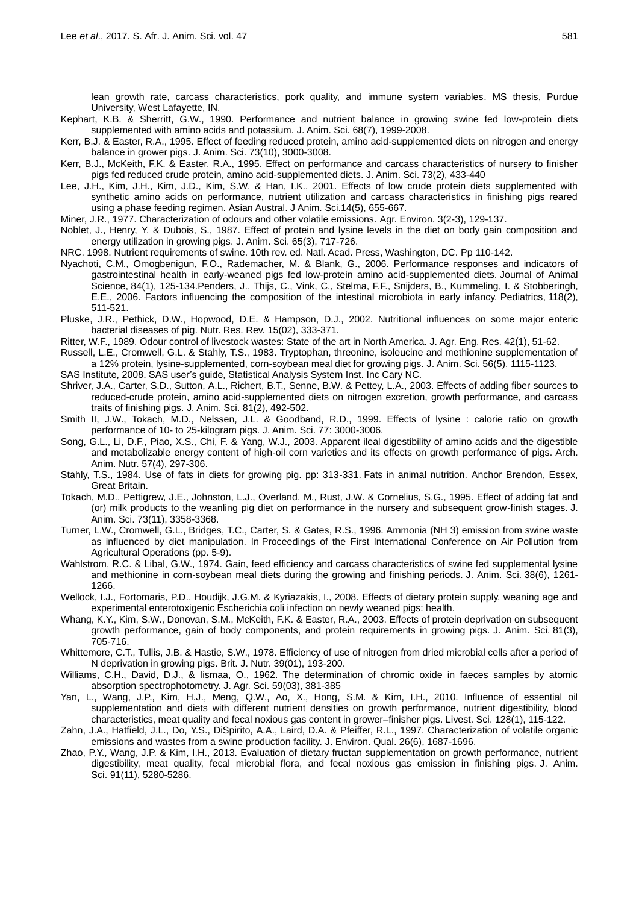lean growth rate, carcass characteristics, pork quality, and immune system variables. MS thesis, Purdue University, West Lafayette, IN.

Kephart, K.B. & Sherritt, G.W., 1990. Performance and nutrient balance in growing swine fed low-protein diets supplemented with amino acids and potassium. J. Anim. Sci. 68(7), 1999-2008.

Kerr, B.J. & Easter, R.A., 1995. Effect of feeding reduced protein, amino acid-supplemented diets on nitrogen and energy balance in grower pigs. J. Anim. Sci. 73(10), 3000-3008.

Kerr, B.J., McKeith, F.K. & Easter, R.A., 1995. Effect on performance and carcass characteristics of nursery to finisher pigs fed reduced crude protein, amino acid-supplemented diets. J. Anim. Sci. 73(2), 433-440

Lee, J.H., Kim, J.H., Kim, J.D., Kim, S.W. & Han, I.K., 2001. Effects of low crude protein diets supplemented with synthetic amino acids on performance, nutrient utilization and carcass characteristics in finishing pigs reared using a phase feeding regimen. Asian Austral. J Anim. Sci.14(5), 655-667.

Miner, J.R., 1977. Characterization of odours and other volatile emissions. Agr. Environ. 3(2-3), 129-137.

Noblet, J., Henry, Y. & Dubois, S., 1987. Effect of protein and lysine levels in the diet on body gain composition and energy utilization in growing pigs. J. Anim. Sci. 65(3), 717-726.

NRC. 1998. Nutrient requirements of swine. 10th rev. ed. Natl. Acad. Press, Washington, DC. Pp 110-142.

Nyachoti, C.M., Omogbenigun, F.O., Rademacher, M. & Blank, G., 2006. Performance responses and indicators of gastrointestinal health in early-weaned pigs fed low-protein amino acid-supplemented diets. Journal of Animal Science, 84(1), 125-134.Penders, J., Thijs, C., Vink, C., Stelma, F.F., Snijders, B., Kummeling, I. & Stobberingh, E.E., 2006. Factors influencing the composition of the intestinal microbiota in early infancy. Pediatrics, 118(2), 511-521.

Pluske, J.R., Pethick, D.W., Hopwood, D.E. & Hampson, D.J., 2002. Nutritional influences on some major enteric bacterial diseases of pig. Nutr. Res. Rev. 15(02), 333-371.

Ritter, W.F., 1989. Odour control of livestock wastes: State of the art in North America. J. Agr. Eng. Res. 42(1), 51-62.

Russell, L.E., Cromwell, G.L. & Stahly, T.S., 1983. Tryptophan, threonine, isoleucine and methionine supplementation of a 12% protein, lysine-supplemented, corn-soybean meal diet for growing pigs. J. Anim. Sci. 56(5), 1115-1123.

SAS Institute, 2008. SAS user's guide, Statistical Analysis System Inst. Inc Cary NC.

Shriver, J.A., Carter, S.D., Sutton, A.L., Richert, B.T., Senne, B.W. & Pettey, L.A., 2003. Effects of adding fiber sources to reduced-crude protein, amino acid-supplemented diets on nitrogen excretion, growth performance, and carcass traits of finishing pigs. J. Anim. Sci. 81(2), 492-502.

Smith II, J.W., Tokach, M.D., Nelssen, J.L. & Goodband, R.D., 1999. Effects of lysine : calorie ratio on growth performance of 10- to 25-kilogram pigs. J. Anim. Sci. 77: 3000-3006.

Song, G.L., Li, D.F., Piao, X.S., Chi, F. & Yang, W.J., 2003. Apparent ileal digestibility of amino acids and the digestible and metabolizable energy content of high-oil corn varieties and its effects on growth performance of pigs. Arch. Anim. Nutr. 57(4), 297-306.

Stahly, T.S., 1984. Use of fats in diets for growing pig. pp: 313-331. Fats in animal nutrition. Anchor Brendon, Essex, Great Britain.

Tokach, M.D., Pettigrew, J.E., Johnston, L.J., Overland, M., Rust, J.W. & Cornelius, S.G., 1995. Effect of adding fat and (or) milk products to the weanling pig diet on performance in the nursery and subsequent grow-finish stages. J. Anim. Sci. 73(11), 3358-3368.

Turner, L.W., Cromwell, G.L., Bridges, T.C., Carter, S. & Gates, R.S., 1996. Ammonia (NH 3) emission from swine waste as influenced by diet manipulation. In Proceedings of the First International Conference on Air Pollution from Agricultural Operations (pp. 5-9).

Wahlstrom, R.C. & Libal, G.W., 1974. Gain, feed efficiency and carcass characteristics of swine fed supplemental lysine and methionine in corn-soybean meal diets during the growing and finishing periods. J. Anim. Sci. 38(6), 1261-1266.

Wellock, I.J., Fortomaris, P.D., Houdijk, J.G.M. & Kyriazakis, I., 2008. Effects of dietary protein supply, weaning age and experimental enterotoxigenic Escherichia coli infection on newly weaned pigs: health.

Whang, K.Y., Kim, S.W., Donovan, S.M., McKeith, F.K. & Easter, R.A., 2003. Effects of protein deprivation on subsequent growth performance, gain of body components, and protein requirements in growing pigs. J. Anim. Sci. 81(3), 705-716.

Whittemore, C.T., Tullis, J.B. & Hastie, S.W., 1978. Efficiency of use of nitrogen from dried microbial cells after a period of N deprivation in growing pigs. Brit. J. Nutr. 39(01), 193-200.

Williams, C.H., David, D.J., & Iismaa, O., 1962. The determination of chromic oxide in faeces samples by atomic absorption spectrophotometry. J. Agr. Sci. 59(03), 381-385

Yan, L., Wang, J.P., Kim, H.J., Meng, Q.W., Ao, X., Hong, S.M. & Kim, I.H., 2010. Influence of essential oil supplementation and diets with different nutrient densities on growth performance, nutrient digestibility, blood characteristics, meat quality and fecal noxious gas content in grower–finisher pigs. Livest. Sci. 128(1), 115-122.

Zahn, J.A., Hatfield, J.L., Do, Y.S., DiSpirito, A.A., Laird, D.A. & Pfeiffer, R.L., 1997. Characterization of volatile organic emissions and wastes from a swine production facility. J. Environ. Qual. 26(6), 1687-1696.

Zhao, P.Y., Wang, J.P. & Kim, I.H., 2013. Evaluation of dietary fructan supplementation on growth performance, nutrient digestibility, meat quality, fecal microbial flora, and fecal noxious gas emission in finishing pigs. J. Anim. Sci. 91(11), 5280-5286.